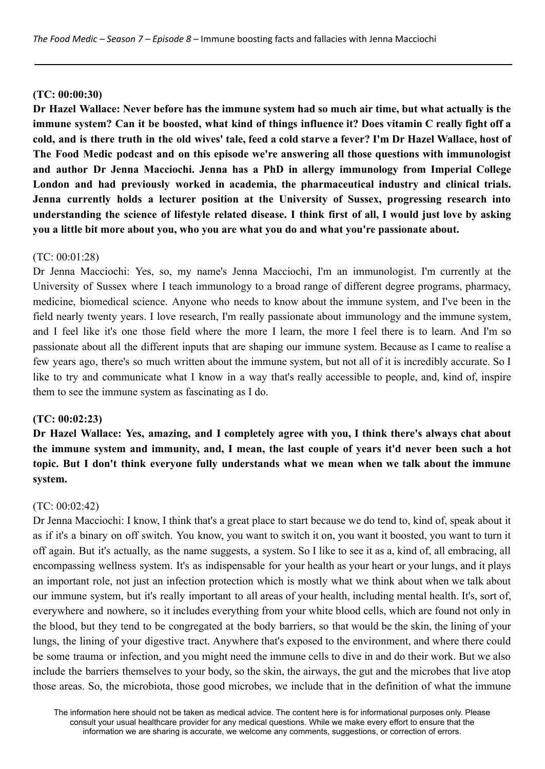*The Food Medic – Season 7 – Episode 8 –* Immune boosting facts and fallacies with Jenna Macciochi

---

**(TC: 00:00:30)**

**Dr Hazel Wallace: Never before has the immune system had so much air time, but what actually is the immune system? Can it be boosted, what kind of things influence it? Does vitamin C really fight off a cold, and is there truth in the old wives' tale, feed a cold starve a fever? I'm Dr Hazel Wallace, host of The Food Medic podcast and on this episode we're answering all those questions with immunologist and author Dr Jenna Macciochi. Jenna has a PhD in allergy immunology from Imperial College London and had previously worked in academia, the pharmaceutical industry and clinical trials. Jenna currently holds a lecturer position at the University of Sussex, progressing research into understanding the science of lifestyle related disease. I think first of all, I would just love by asking you a little bit more about you, who you are what you do and what you're passionate about.**

(TC: 00:01:28)

Dr Jenna Macciochi: Yes, so, my name's Jenna Macciochi, I'm an immunologist. I'm currently at the University of Sussex where I teach immunology to a broad range of different degree programs, pharmacy, medicine, biomedical science. Anyone who needs to know about the immune system, and I've been in the field nearly twenty years. I love research, I'm really passionate about immunology and the immune system, and I feel like it's one those field where the more I learn, the more I feel there is to learn. And I'm so passionate about all the different inputs that are shaping our immune system. Because as I came to realise a few years ago, there's so much written about the immune system, but not all of it is incredibly accurate. So I like to try and communicate what I know in a way that's really accessible to people, and, kind of, inspire them to see the immune system as fascinating as I do.

**(TC: 00:02:23)**

**Dr Hazel Wallace: Yes, amazing, and I completely agree with you, I think there's always chat about the immune system and immunity, and, I mean, the last couple of years it'd never been such a hot topic. But I don't think everyone fully understands what we mean when we talk about the immune system.**

(TC: 00:02:42)

Dr Jenna Macciochi: I know, I think that's a great place to start because we do tend to, kind of, speak about it as if it's a binary on off switch. You know, you want to switch it on, you want it boosted, you want to turn it off again. But it's actually, as the name suggests, a system. So I like to see it as a, kind of, all embracing, all encompassing wellness system. It's as indispensable for your health as your heart or your lungs, and it plays an important role, not just an infection protection which is mostly what we think about when we talk about our immune system, but it's really important to all areas of your health, including mental health. It's, sort of, everywhere and nowhere, so it includes everything from your white blood cells, which are found not only in the blood, but they tend to be congregated at the body barriers, so that would be the skin, the lining of your lungs, the lining of your digestive tract. Anywhere that's exposed to the environment, and where there could be some trauma or infection, and you might need the immune cells to dive in and do their work. But we also include the barriers themselves to your body, so the skin, the airways, the gut and the microbes that live atop those areas. So, the microbiota, those good microbes, we include that in the definition of what the immune

The information here should not be taken as medical advice. The content here is for informational purposes only. Please consult your usual healthcare provider for any medical questions. While we make every effort to ensure that the information we are sharing is accurate, we welcome any comments, suggestions, or correction of errors.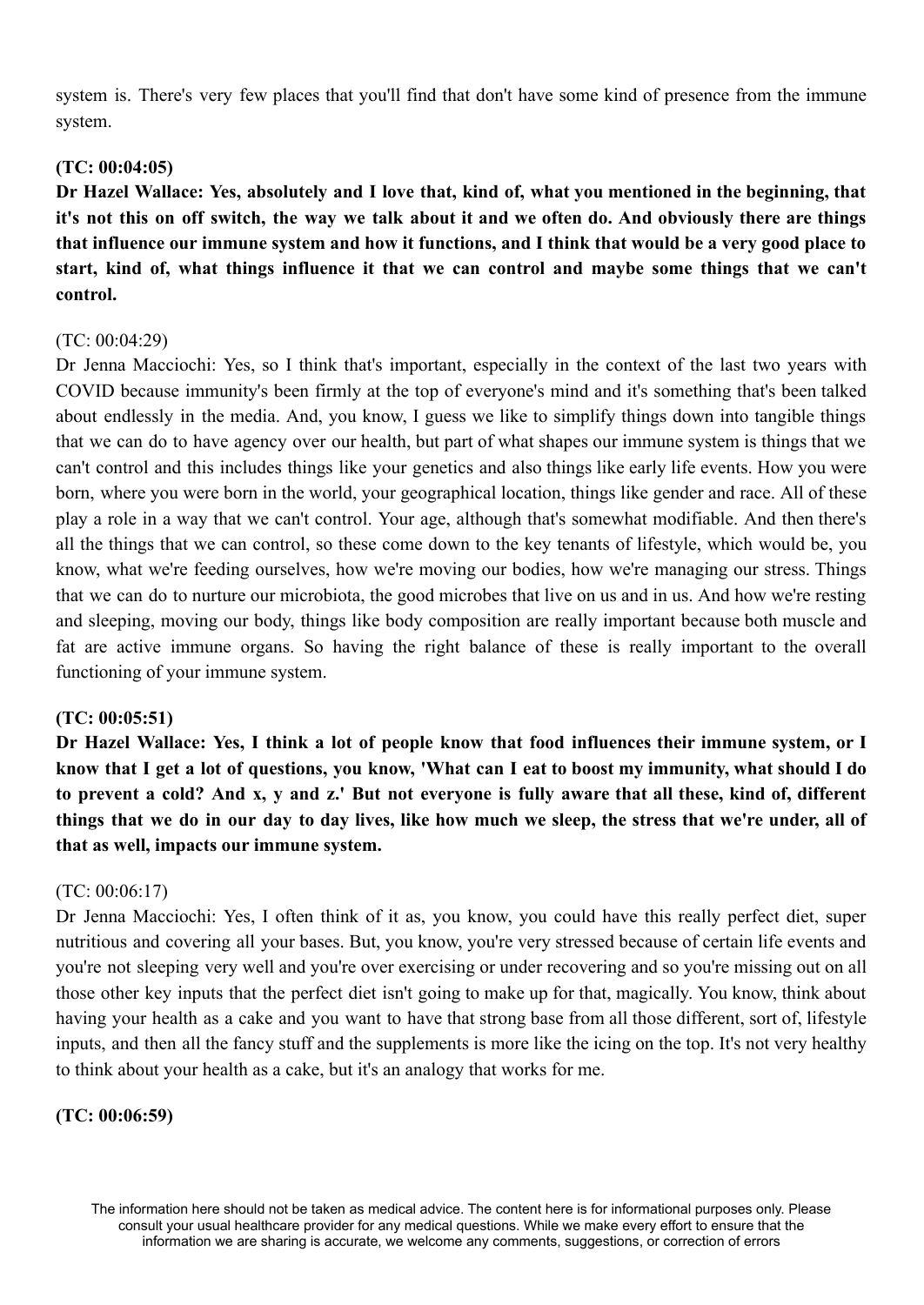system is. There's very few places that you'll find that don't have some kind of presence from the immune system.

**(TC: 00:04:05)**

**Dr Hazel Wallace: Yes, absolutely and I love that, kind of, what you mentioned in the beginning, that it's not this on off switch, the way we talk about it and we often do. And obviously there are things that influence our immune system and how it functions, and I think that would be a very good place to start, kind of, what things influence it that we can control and maybe some things that we can't control.**

(TC: 00:04:29)

Dr Jenna Macciochi: Yes, so I think that's important, especially in the context of the last two years with COVID because immunity's been firmly at the top of everyone's mind and it's something that's been talked about endlessly in the media. And, you know, I guess we like to simplify things down into tangible things that we can do to have agency over our health, but part of what shapes our immune system is things that we can't control and this includes things like your genetics and also things like early life events. How you were born, where you were born in the world, your geographical location, things like gender and race. All of these play a role in a way that we can't control. Your age, although that's somewhat modifiable. And then there's all the things that we can control, so these come down to the key tenants of lifestyle, which would be, you know, what we're feeding ourselves, how we're moving our bodies, how we're managing our stress. Things that we can do to nurture our microbiota, the good microbes that live on us and in us. And how we're resting and sleeping, moving our body, things like body composition are really important because both muscle and fat are active immune organs. So having the right balance of these is really important to the overall functioning of your immune system.

**(TC: 00:05:51)**

**Dr Hazel Wallace: Yes, I think a lot of people know that food influences their immune system, or I know that I get a lot of questions, you know, 'What can I eat to boost my immunity, what should I do to prevent a cold? And x, y and z.' But not everyone is fully aware that all these, kind of, different things that we do in our day to day lives, like how much we sleep, the stress that we're under, all of that as well, impacts our immune system.**

(TC: 00:06:17)

Dr Jenna Macciochi: Yes, I often think of it as, you know, you could have this really perfect diet, super nutritious and covering all your bases. But, you know, you're very stressed because of certain life events and you're not sleeping very well and you're over exercising or under recovering and so you're missing out on all those other key inputs that the perfect diet isn't going to make up for that, magically. You know, think about having your health as a cake and you want to have that strong base from all those different, sort of, lifestyle inputs, and then all the fancy stuff and the supplements is more like the icing on the top. It's not very healthy to think about your health as a cake, but it's an analogy that works for me.

**(TC: 00:06:59)**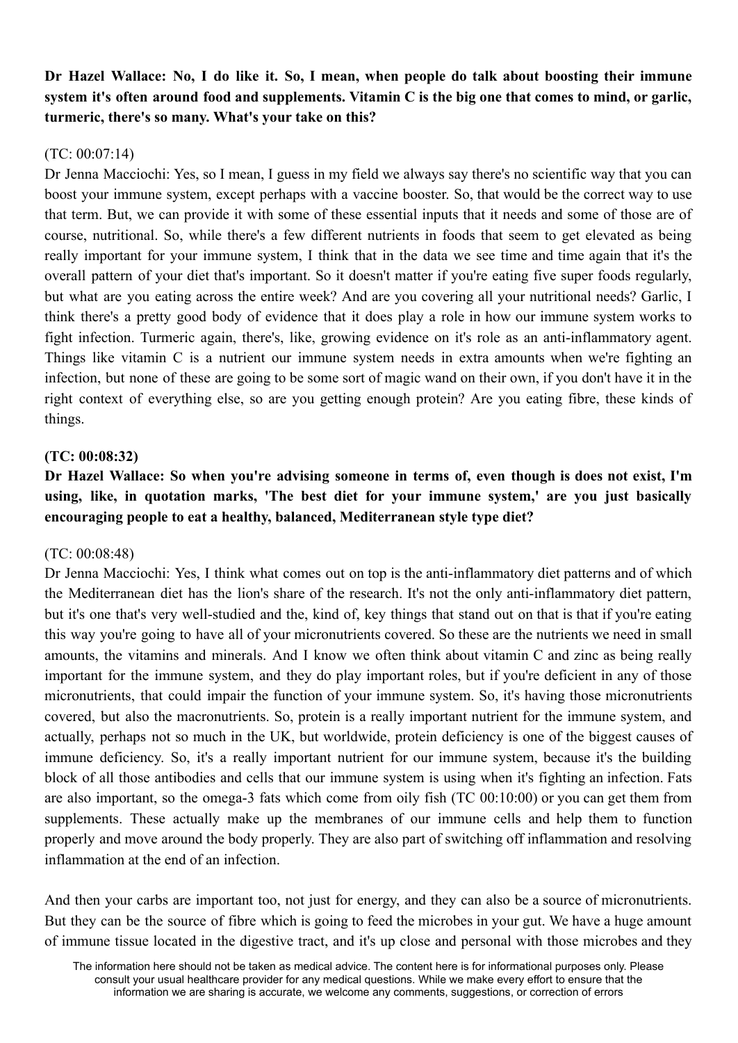**Dr Hazel Wallace: No, I do like it. So, I mean, when people do talk about boosting their immune system it's often around food and supplements. Vitamin C is the big one that comes to mind, or garlic, turmeric, there's so many. What's your take on this?**

(TC: 00:07:14)

Dr Jenna Macciochi: Yes, so I mean, I guess in my field we always say there's no scientific way that you can boost your immune system, except perhaps with a vaccine booster. So, that would be the correct way to use that term. But, we can provide it with some of these essential inputs that it needs and some of those are of course, nutritional. So, while there's a few different nutrients in foods that seem to get elevated as being really important for your immune system, I think that in the data we see time and time again that it's the overall pattern of your diet that's important. So it doesn't matter if you're eating five super foods regularly, but what are you eating across the entire week? And are you covering all your nutritional needs? Garlic, I think there's a pretty good body of evidence that it does play a role in how our immune system works to fight infection. Turmeric again, there's, like, growing evidence on it's role as an anti-inflammatory agent. Things like vitamin C is a nutrient our immune system needs in extra amounts when we're fighting an infection, but none of these are going to be some sort of magic wand on their own, if you don't have it in the right context of everything else, so are you getting enough protein? Are you eating fibre, these kinds of things.

**(TC: 00:08:32)**

**Dr Hazel Wallace: So when you're advising someone in terms of, even though is does not exist, I'm using, like, in quotation marks, 'The best diet for your immune system,' are you just basically encouraging people to eat a healthy, balanced, Mediterranean style type diet?**

(TC: 00:08:48)

Dr Jenna Macciochi: Yes, I think what comes out on top is the anti-inflammatory diet patterns and of which the Mediterranean diet has the lion's share of the research. It's not the only anti-inflammatory diet pattern, but it's one that's very well-studied and the, kind of, key things that stand out on that is that if you're eating this way you're going to have all of your micronutrients covered. So these are the nutrients we need in small amounts, the vitamins and minerals. And I know we often think about vitamin C and zinc as being really important for the immune system, and they do play important roles, but if you're deficient in any of those micronutrients, that could impair the function of your immune system. So, it's having those micronutrients covered, but also the macronutrients. So, protein is a really important nutrient for the immune system, and actually, perhaps not so much in the UK, but worldwide, protein deficiency is one of the biggest causes of immune deficiency. So, it's a really important nutrient for our immune system, because it's the building block of all those antibodies and cells that our immune system is using when it's fighting an infection. Fats are also important, so the omega-3 fats which come from oily fish (TC 00:10:00) or you can get them from supplements. These actually make up the membranes of our immune cells and help them to function properly and move around the body properly. They are also part of switching off inflammation and resolving inflammation at the end of an infection.

And then your carbs are important too, not just for energy, and they can also be a source of micronutrients. But they can be the source of fibre which is going to feed the microbes in your gut. We have a huge amount of immune tissue located in the digestive tract, and it's up close and personal with those microbes and they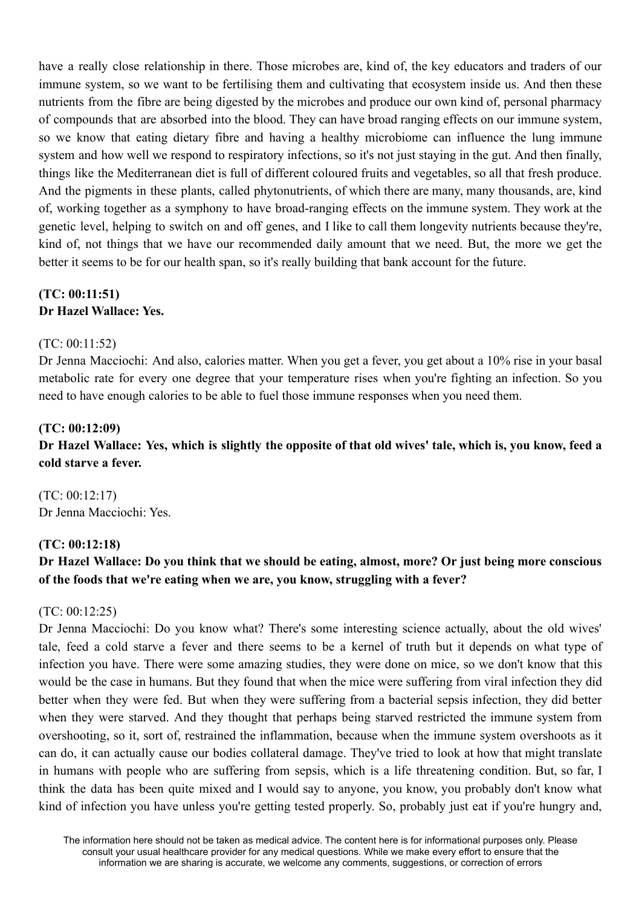have a really close relationship in there. Those microbes are, kind of, the key educators and traders of our immune system, so we want to be fertilising them and cultivating that ecosystem inside us. And then these nutrients from the fibre are being digested by the microbes and produce our own kind of, personal pharmacy of compounds that are absorbed into the blood. They can have broad ranging effects on our immune system, so we know that eating dietary fibre and having a healthy microbiome can influence the lung immune system and how well we respond to respiratory infections, so it's not just staying in the gut. And then finally, things like the Mediterranean diet is full of different coloured fruits and vegetables, so all that fresh produce. And the pigments in these plants, called phytonutrients, of which there are many, many thousands, are, kind of, working together as a symphony to have broad-ranging effects on the immune system. They work at the genetic level, helping to switch on and off genes, and I like to call them longevity nutrients because they're, kind of, not things that we have our recommended daily amount that we need. But, the more we get the better it seems to be for our health span, so it's really building that bank account for the future.

**(TC: 00:11:51)**
**Dr Hazel Wallace: Yes.**

(TC: 00:11:52)
Dr Jenna Macciochi: And also, calories matter. When you get a fever, you get about a 10% rise in your basal metabolic rate for every one degree that your temperature rises when you're fighting an infection. So you need to have enough calories to be able to fuel those immune responses when you need them.

**(TC: 00:12:09)**
**Dr Hazel Wallace: Yes, which is slightly the opposite of that old wives' tale, which is, you know, feed a cold starve a fever.**

(TC: 00:12:17)
Dr Jenna Macciochi: Yes.

**(TC: 00:12:18)**
**Dr Hazel Wallace: Do you think that we should be eating, almost, more? Or just being more conscious of the foods that we're eating when we are, you know, struggling with a fever?**

(TC: 00:12:25)
Dr Jenna Macciochi: Do you know what? There's some interesting science actually, about the old wives' tale, feed a cold starve a fever and there seems to be a kernel of truth but it depends on what type of infection you have. There were some amazing studies, they were done on mice, so we don't know that this would be the case in humans. But they found that when the mice were suffering from viral infection they did better when they were fed. But when they were suffering from a bacterial sepsis infection, they did better when they were starved. And they thought that perhaps being starved restricted the immune system from overshooting, so it, sort of, restrained the inflammation, because when the immune system overshoots as it can do, it can actually cause our bodies collateral damage. They've tried to look at how that might translate in humans with people who are suffering from sepsis, which is a life threatening condition. But, so far, I think the data has been quite mixed and I would say to anyone, you know, you probably don't know what kind of infection you have unless you're getting tested properly. So, probably just eat if you're hungry and,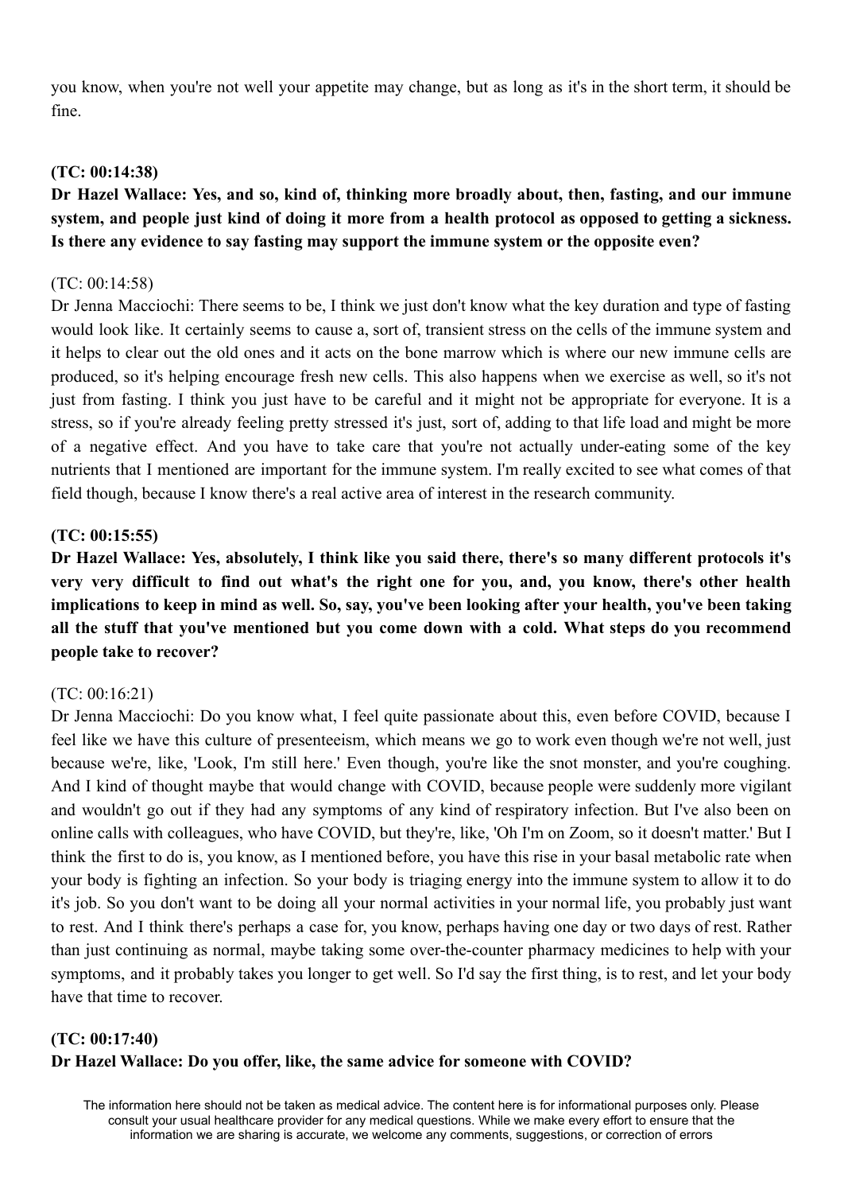you know, when you're not well your appetite may change, but as long as it's in the short term, it should be fine.

**(TC: 00:14:38)**

**Dr Hazel Wallace: Yes, and so, kind of, thinking more broadly about, then, fasting, and our immune system, and people just kind of doing it more from a health protocol as opposed to getting a sickness. Is there any evidence to say fasting may support the immune system or the opposite even?**

(TC: 00:14:58)

Dr Jenna Macciochi: There seems to be, I think we just don't know what the key duration and type of fasting would look like. It certainly seems to cause a, sort of, transient stress on the cells of the immune system and it helps to clear out the old ones and it acts on the bone marrow which is where our new immune cells are produced, so it's helping encourage fresh new cells. This also happens when we exercise as well, so it's not just from fasting. I think you just have to be careful and it might not be appropriate for everyone. It is a stress, so if you're already feeling pretty stressed it's just, sort of, adding to that life load and might be more of a negative effect. And you have to take care that you're not actually under-eating some of the key nutrients that I mentioned are important for the immune system. I'm really excited to see what comes of that field though, because I know there's a real active area of interest in the research community.

**(TC: 00:15:55)**

**Dr Hazel Wallace: Yes, absolutely, I think like you said there, there's so many different protocols it's very very difficult to find out what's the right one for you, and, you know, there's other health implications to keep in mind as well. So, say, you've been looking after your health, you've been taking all the stuff that you've mentioned but you come down with a cold. What steps do you recommend people take to recover?**

(TC: 00:16:21)

Dr Jenna Macciochi: Do you know what, I feel quite passionate about this, even before COVID, because I feel like we have this culture of presenteeism, which means we go to work even though we're not well, just because we're, like, 'Look, I'm still here.' Even though, you're like the snot monster, and you're coughing. And I kind of thought maybe that would change with COVID, because people were suddenly more vigilant and wouldn't go out if they had any symptoms of any kind of respiratory infection. But I've also been on online calls with colleagues, who have COVID, but they're, like, 'Oh I'm on Zoom, so it doesn't matter.' But I think the first to do is, you know, as I mentioned before, you have this rise in your basal metabolic rate when your body is fighting an infection. So your body is triaging energy into the immune system to allow it to do it's job. So you don't want to be doing all your normal activities in your normal life, you probably just want to rest. And I think there's perhaps a case for, you know, perhaps having one day or two days of rest. Rather than just continuing as normal, maybe taking some over-the-counter pharmacy medicines to help with your symptoms, and it probably takes you longer to get well. So I'd say the first thing, is to rest, and let your body have that time to recover.

**(TC: 00:17:40)**

**Dr Hazel Wallace: Do you offer, like, the same advice for someone with COVID?**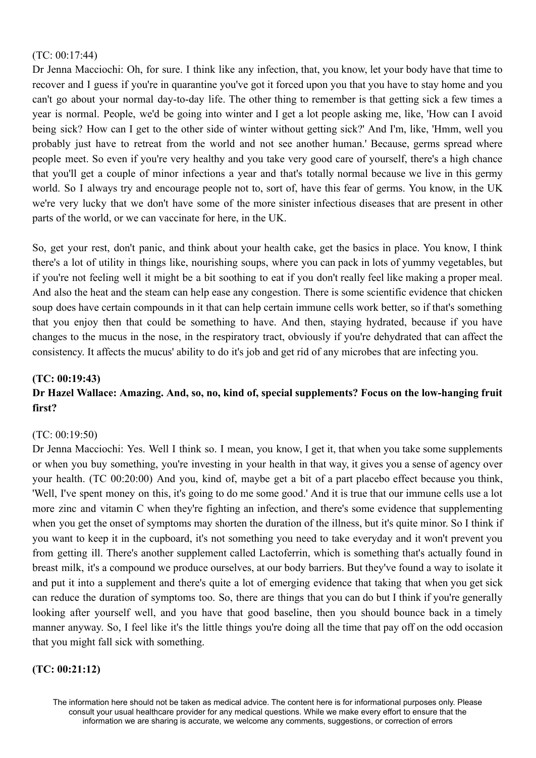(TC: 00:17:44)

Dr Jenna Macciochi: Oh, for sure. I think like any infection, that, you know, let your body have that time to recover and I guess if you're in quarantine you've got it forced upon you that you have to stay home and you can't go about your normal day-to-day life. The other thing to remember is that getting sick a few times a year is normal. People, we'd be going into winter and I get a lot people asking me, like, 'How can I avoid being sick? How can I get to the other side of winter without getting sick?' And I'm, like, 'Hmm, well you probably just have to retreat from the world and not see another human.' Because, germs spread where people meet. So even if you're very healthy and you take very good care of yourself, there's a high chance that you'll get a couple of minor infections a year and that's totally normal because we live in this germy world. So I always try and encourage people not to, sort of, have this fear of germs. You know, in the UK we're very lucky that we don't have some of the more sinister infectious diseases that are present in other parts of the world, or we can vaccinate for here, in the UK.

So, get your rest, don't panic, and think about your health cake, get the basics in place. You know, I think there's a lot of utility in things like, nourishing soups, where you can pack in lots of yummy vegetables, but if you're not feeling well it might be a bit soothing to eat if you don't really feel like making a proper meal. And also the heat and the steam can help ease any congestion. There is some scientific evidence that chicken soup does have certain compounds in it that can help certain immune cells work better, so if that's something that you enjoy then that could be something to have. And then, staying hydrated, because if you have changes to the mucus in the nose, in the respiratory tract, obviously if you're dehydrated that can affect the consistency. It affects the mucus' ability to do it's job and get rid of any microbes that are infecting you.

**(TC: 00:19:43)**

**Dr Hazel Wallace: Amazing. And, so, no, kind of, special supplements? Focus on the low-hanging fruit first?**

(TC: 00:19:50)

Dr Jenna Macciochi: Yes. Well I think so. I mean, you know, I get it, that when you take some supplements or when you buy something, you're investing in your health in that way, it gives you a sense of agency over your health. (TC 00:20:00) And you, kind of, maybe get a bit of a part placebo effect because you think, 'Well, I've spent money on this, it's going to do me some good.' And it is true that our immune cells use a lot more zinc and vitamin C when they're fighting an infection, and there's some evidence that supplementing when you get the onset of symptoms may shorten the duration of the illness, but it's quite minor. So I think if you want to keep it in the cupboard, it's not something you need to take everyday and it won't prevent you from getting ill. There's another supplement called Lactoferrin, which is something that's actually found in breast milk, it's a compound we produce ourselves, at our body barriers. But they've found a way to isolate it and put it into a supplement and there's quite a lot of emerging evidence that taking that when you get sick can reduce the duration of symptoms too. So, there are things that you can do but I think if you're generally looking after yourself well, and you have that good baseline, then you should bounce back in a timely manner anyway. So, I feel like it's the little things you're doing all the time that pay off on the odd occasion that you might fall sick with something.

**(TC: 00:21:12)**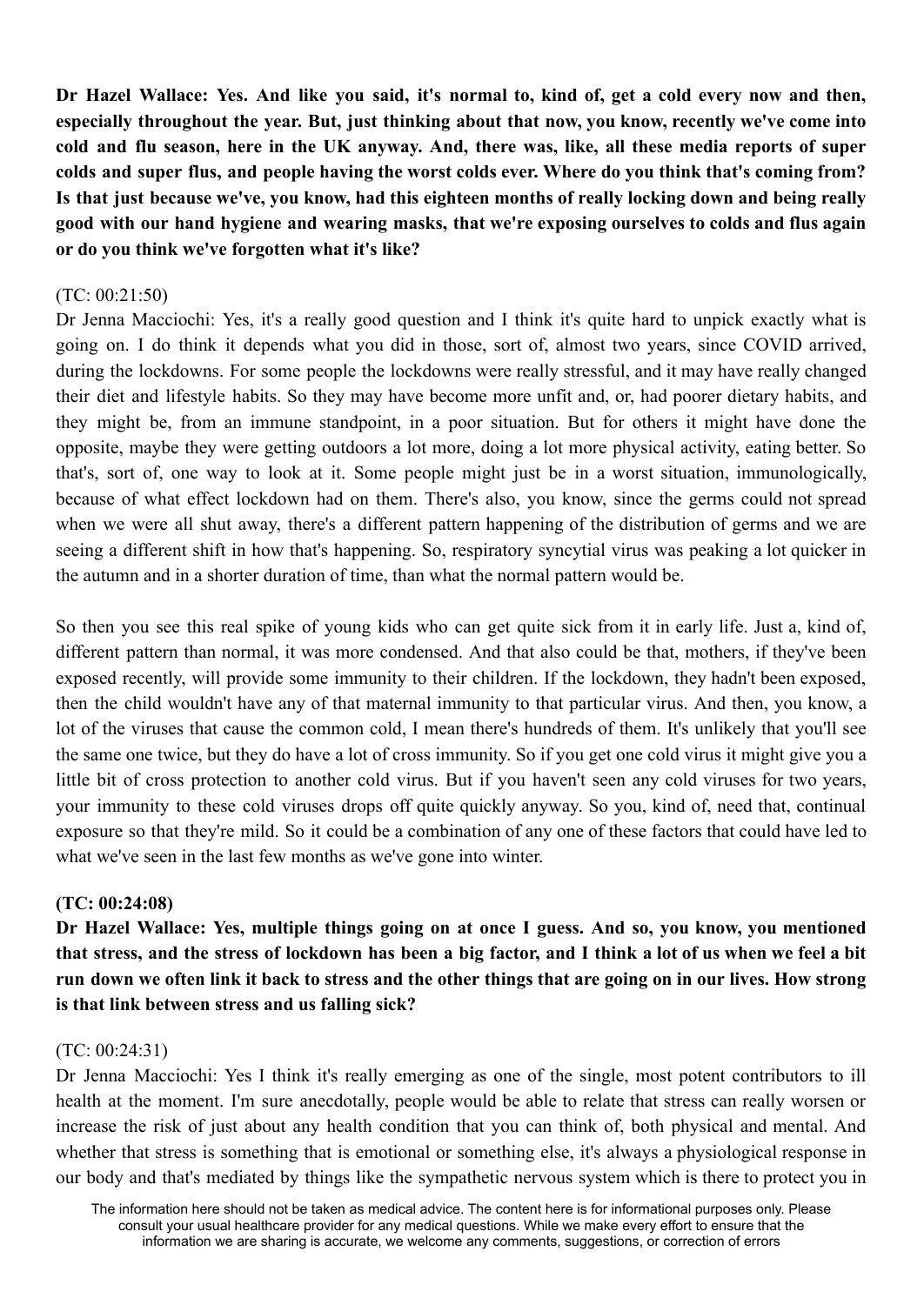**Dr Hazel Wallace: Yes. And like you said, it's normal to, kind of, get a cold every now and then, especially throughout the year. But, just thinking about that now, you know, recently we've come into cold and flu season, here in the UK anyway. And, there was, like, all these media reports of super colds and super flus, and people having the worst colds ever. Where do you think that's coming from? Is that just because we've, you know, had this eighteen months of really locking down and being really good with our hand hygiene and wearing masks, that we're exposing ourselves to colds and flus again or do you think we've forgotten what it's like?**

(TC: 00:21:50)

Dr Jenna Macciochi: Yes, it's a really good question and I think it's quite hard to unpick exactly what is going on. I do think it depends what you did in those, sort of, almost two years, since COVID arrived, during the lockdowns. For some people the lockdowns were really stressful, and it may have really changed their diet and lifestyle habits. So they may have become more unfit and, or, had poorer dietary habits, and they might be, from an immune standpoint, in a poor situation. But for others it might have done the opposite, maybe they were getting outdoors a lot more, doing a lot more physical activity, eating better. So that's, sort of, one way to look at it. Some people might just be in a worst situation, immunologically, because of what effect lockdown had on them. There's also, you know, since the germs could not spread when we were all shut away, there's a different pattern happening of the distribution of germs and we are seeing a different shift in how that's happening. So, respiratory syncytial virus was peaking a lot quicker in the autumn and in a shorter duration of time, than what the normal pattern would be.

So then you see this real spike of young kids who can get quite sick from it in early life. Just a, kind of, different pattern than normal, it was more condensed. And that also could be that, mothers, if they've been exposed recently, will provide some immunity to their children. If the lockdown, they hadn't been exposed, then the child wouldn't have any of that maternal immunity to that particular virus. And then, you know, a lot of the viruses that cause the common cold, I mean there's hundreds of them. It's unlikely that you'll see the same one twice, but they do have a lot of cross immunity. So if you get one cold virus it might give you a little bit of cross protection to another cold virus. But if you haven't seen any cold viruses for two years, your immunity to these cold viruses drops off quite quickly anyway. So you, kind of, need that, continual exposure so that they're mild. So it could be a combination of any one of these factors that could have led to what we've seen in the last few months as we've gone into winter.

**(TC: 00:24:08)**

**Dr Hazel Wallace: Yes, multiple things going on at once I guess. And so, you know, you mentioned that stress, and the stress of lockdown has been a big factor, and I think a lot of us when we feel a bit run down we often link it back to stress and the other things that are going on in our lives. How strong is that link between stress and us falling sick?**

(TC: 00:24:31)

Dr Jenna Macciochi: Yes I think it's really emerging as one of the single, most potent contributors to ill health at the moment. I'm sure anecdotally, people would be able to relate that stress can really worsen or increase the risk of just about any health condition that you can think of, both physical and mental. And whether that stress is something that is emotional or something else, it's always a physiological response in our body and that's mediated by things like the sympathetic nervous system which is there to protect you in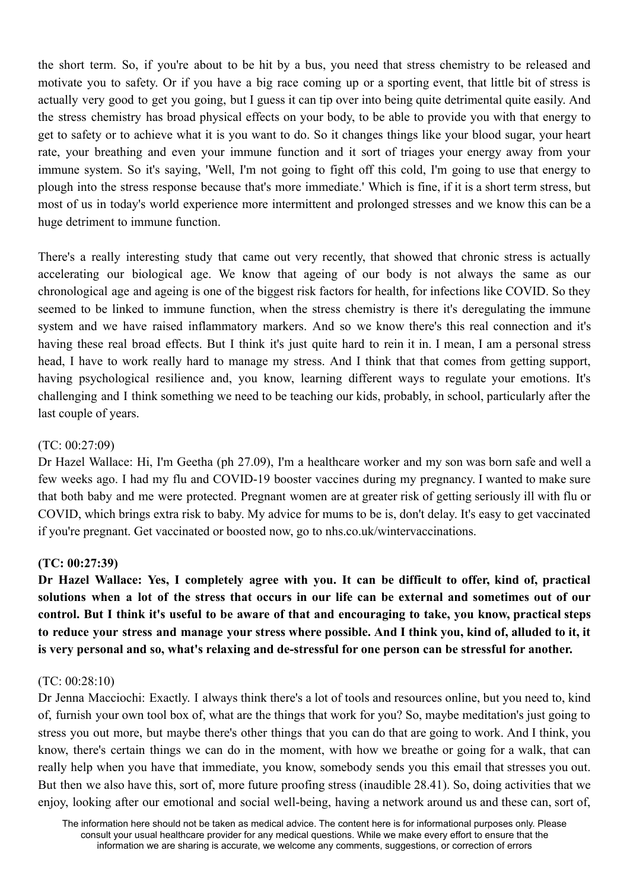the short term. So, if you're about to be hit by a bus, you need that stress chemistry to be released and motivate you to safety. Or if you have a big race coming up or a sporting event, that little bit of stress is actually very good to get you going, but I guess it can tip over into being quite detrimental quite easily. And the stress chemistry has broad physical effects on your body, to be able to provide you with that energy to get to safety or to achieve what it is you want to do. So it changes things like your blood sugar, your heart rate, your breathing and even your immune function and it sort of triages your energy away from your immune system. So it's saying, 'Well, I'm not going to fight off this cold, I'm going to use that energy to plough into the stress response because that's more immediate.' Which is fine, if it is a short term stress, but most of us in today's world experience more intermittent and prolonged stresses and we know this can be a huge detriment to immune function.

There's a really interesting study that came out very recently, that showed that chronic stress is actually accelerating our biological age. We know that ageing of our body is not always the same as our chronological age and ageing is one of the biggest risk factors for health, for infections like COVID. So they seemed to be linked to immune function, when the stress chemistry is there it's deregulating the immune system and we have raised inflammatory markers. And so we know there's this real connection and it's having these real broad effects. But I think it's just quite hard to rein it in. I mean, I am a personal stress head, I have to work really hard to manage my stress. And I think that that comes from getting support, having psychological resilience and, you know, learning different ways to regulate your emotions. It's challenging and I think something we need to be teaching our kids, probably, in school, particularly after the last couple of years.

(TC: 00:27:09)
Dr Hazel Wallace: Hi, I'm Geetha (ph 27.09), I'm a healthcare worker and my son was born safe and well a few weeks ago. I had my flu and COVID-19 booster vaccines during my pregnancy. I wanted to make sure that both baby and me were protected. Pregnant women are at greater risk of getting seriously ill with flu or COVID, which brings extra risk to baby. My advice for mums to be is, don't delay. It's easy to get vaccinated if you're pregnant. Get vaccinated or boosted now, go to nhs.co.uk/wintervaccinations.

**(TC: 00:27:39)**
**Dr Hazel Wallace: Yes, I completely agree with you. It can be difficult to offer, kind of, practical solutions when a lot of the stress that occurs in our life can be external and sometimes out of our control. But I think it's useful to be aware of that and encouraging to take, you know, practical steps to reduce your stress and manage your stress where possible. And I think you, kind of, alluded to it, it is very personal and so, what's relaxing and de-stressful for one person can be stressful for another.**

(TC: 00:28:10)
Dr Jenna Macciochi: Exactly. I always think there's a lot of tools and resources online, but you need to, kind of, furnish your own tool box of, what are the things that work for you? So, maybe meditation's just going to stress you out more, but maybe there's other things that you can do that are going to work. And I think, you know, there's certain things we can do in the moment, with how we breathe or going for a walk, that can really help when you have that immediate, you know, somebody sends you this email that stresses you out. But then we also have this, sort of, more future proofing stress (inaudible 28.41). So, doing activities that we enjoy, looking after our emotional and social well-being, having a network around us and these can, sort of,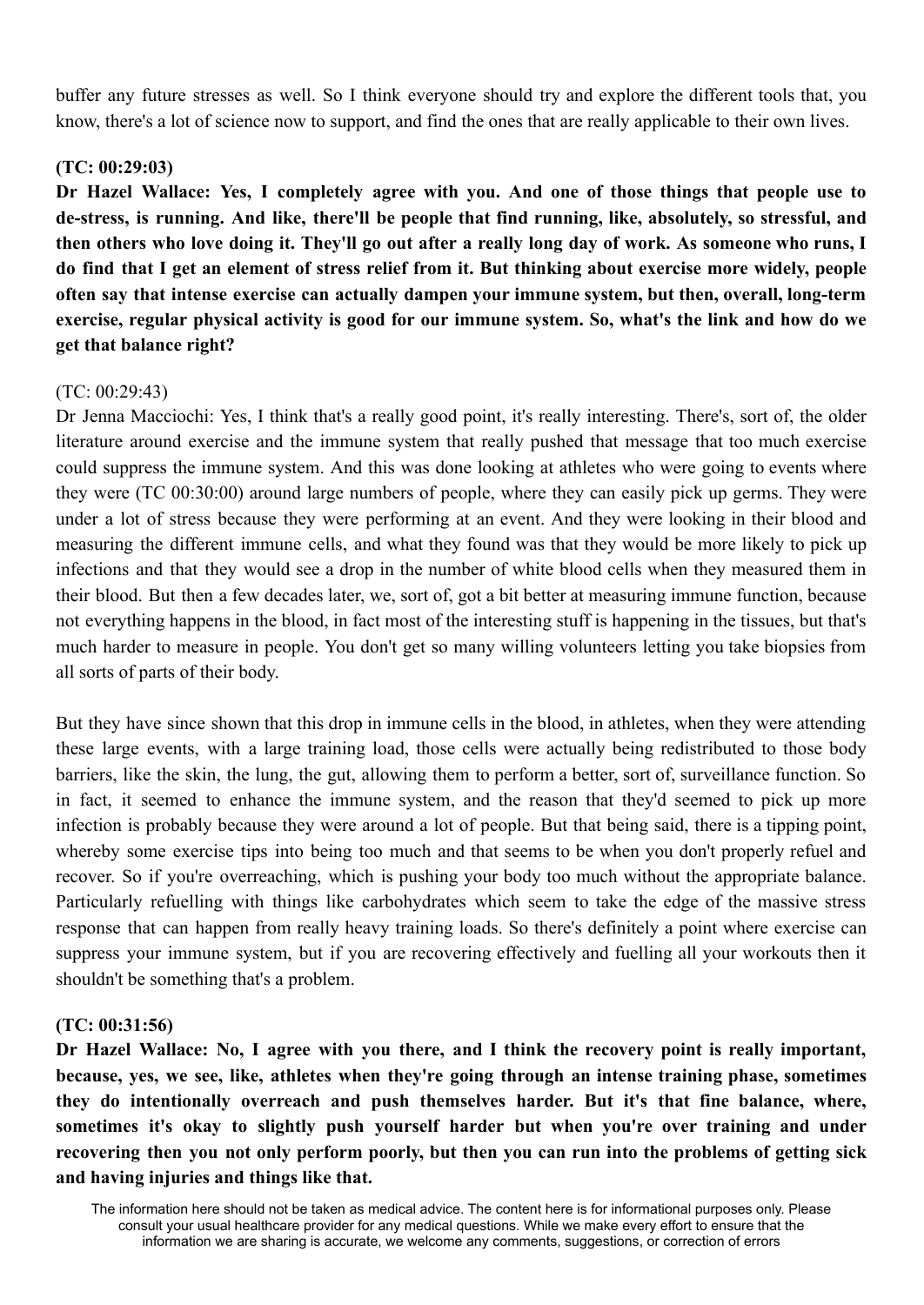buffer any future stresses as well. So I think everyone should try and explore the different tools that, you know, there's a lot of science now to support, and find the ones that are really applicable to their own lives.

**(TC: 00:29:03)**

**Dr Hazel Wallace: Yes, I completely agree with you. And one of those things that people use to de-stress, is running. And like, there'll be people that find running, like, absolutely, so stressful, and then others who love doing it. They'll go out after a really long day of work. As someone who runs, I do find that I get an element of stress relief from it. But thinking about exercise more widely, people often say that intense exercise can actually dampen your immune system, but then, overall, long-term exercise, regular physical activity is good for our immune system. So, what's the link and how do we get that balance right?**

(TC: 00:29:43)

Dr Jenna Macciochi: Yes, I think that's a really good point, it's really interesting. There's, sort of, the older literature around exercise and the immune system that really pushed that message that too much exercise could suppress the immune system. And this was done looking at athletes who were going to events where they were (TC 00:30:00) around large numbers of people, where they can easily pick up germs. They were under a lot of stress because they were performing at an event. And they were looking in their blood and measuring the different immune cells, and what they found was that they would be more likely to pick up infections and that they would see a drop in the number of white blood cells when they measured them in their blood. But then a few decades later, we, sort of, got a bit better at measuring immune function, because not everything happens in the blood, in fact most of the interesting stuff is happening in the tissues, but that's much harder to measure in people. You don't get so many willing volunteers letting you take biopsies from all sorts of parts of their body.

But they have since shown that this drop in immune cells in the blood, in athletes, when they were attending these large events, with a large training load, those cells were actually being redistributed to those body barriers, like the skin, the lung, the gut, allowing them to perform a better, sort of, surveillance function. So in fact, it seemed to enhance the immune system, and the reason that they'd seemed to pick up more infection is probably because they were around a lot of people. But that being said, there is a tipping point, whereby some exercise tips into being too much and that seems to be when you don't properly refuel and recover. So if you're overreaching, which is pushing your body too much without the appropriate balance. Particularly refuelling with things like carbohydrates which seem to take the edge of the massive stress response that can happen from really heavy training loads. So there's definitely a point where exercise can suppress your immune system, but if you are recovering effectively and fuelling all your workouts then it shouldn't be something that's a problem.

**(TC: 00:31:56)**

**Dr Hazel Wallace: No, I agree with you there, and I think the recovery point is really important, because, yes, we see, like, athletes when they're going through an intense training phase, sometimes they do intentionally overreach and push themselves harder. But it's that fine balance, where, sometimes it's okay to slightly push yourself harder but when you're over training and under recovering then you not only perform poorly, but then you can run into the problems of getting sick and having injuries and things like that.**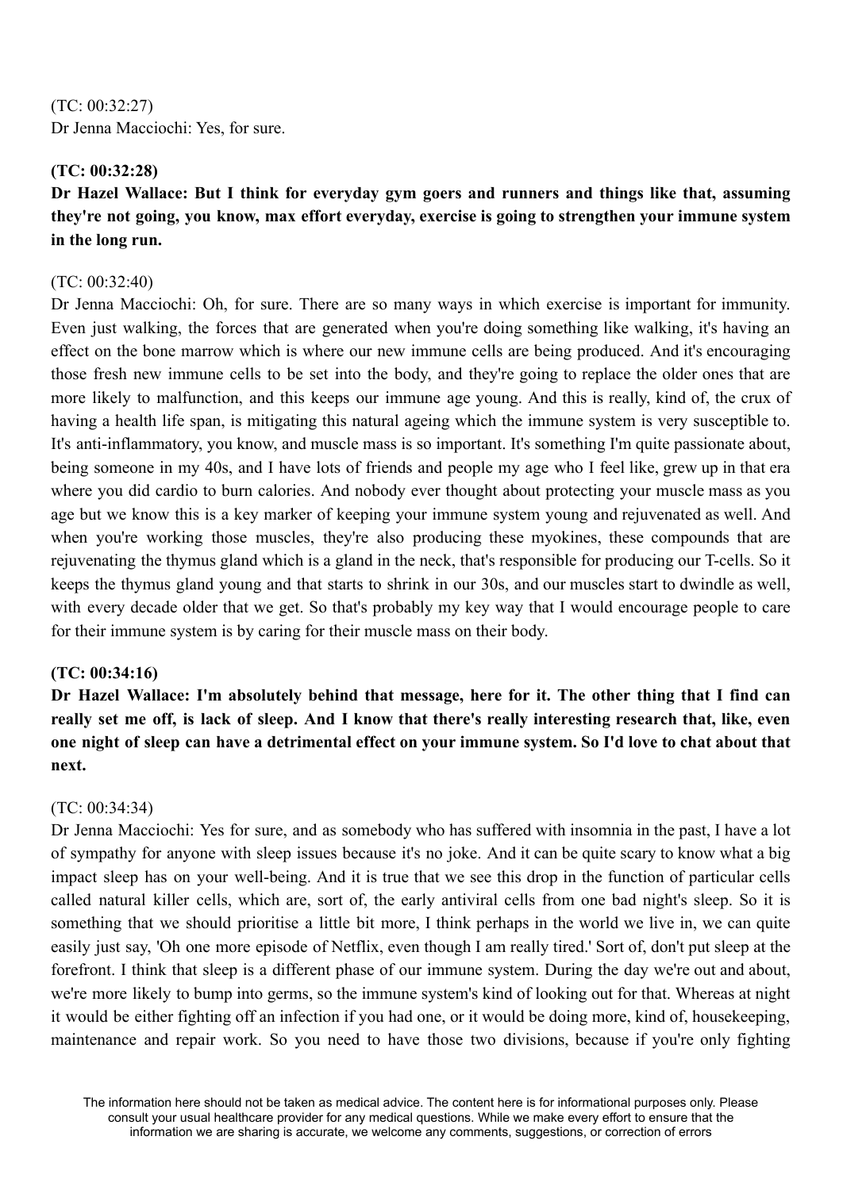(TC: 00:32:27)
Dr Jenna Macciochi: Yes, for sure.

**(TC: 00:32:28)**
**Dr Hazel Wallace: But I think for everyday gym goers and runners and things like that, assuming they're not going, you know, max effort everyday, exercise is going to strengthen your immune system in the long run.**

(TC: 00:32:40)
Dr Jenna Macciochi: Oh, for sure. There are so many ways in which exercise is important for immunity. Even just walking, the forces that are generated when you're doing something like walking, it's having an effect on the bone marrow which is where our new immune cells are being produced. And it's encouraging those fresh new immune cells to be set into the body, and they're going to replace the older ones that are more likely to malfunction, and this keeps our immune age young. And this is really, kind of, the crux of having a health life span, is mitigating this natural ageing which the immune system is very susceptible to. It's anti-inflammatory, you know, and muscle mass is so important. It's something I'm quite passionate about, being someone in my 40s, and I have lots of friends and people my age who I feel like, grew up in that era where you did cardio to burn calories. And nobody ever thought about protecting your muscle mass as you age but we know this is a key marker of keeping your immune system young and rejuvenated as well. And when you're working those muscles, they're also producing these myokines, these compounds that are rejuvenating the thymus gland which is a gland in the neck, that's responsible for producing our T-cells. So it keeps the thymus gland young and that starts to shrink in our 30s, and our muscles start to dwindle as well, with every decade older that we get. So that's probably my key way that I would encourage people to care for their immune system is by caring for their muscle mass on their body.

**(TC: 00:34:16)**
**Dr Hazel Wallace: I'm absolutely behind that message, here for it. The other thing that I find can really set me off, is lack of sleep. And I know that there's really interesting research that, like, even one night of sleep can have a detrimental effect on your immune system. So I'd love to chat about that next.**

(TC: 00:34:34)
Dr Jenna Macciochi: Yes for sure, and as somebody who has suffered with insomnia in the past, I have a lot of sympathy for anyone with sleep issues because it's no joke. And it can be quite scary to know what a big impact sleep has on your well-being. And it is true that we see this drop in the function of particular cells called natural killer cells, which are, sort of, the early antiviral cells from one bad night's sleep. So it is something that we should prioritise a little bit more, I think perhaps in the world we live in, we can quite easily just say, 'Oh one more episode of Netflix, even though I am really tired.' Sort of, don't put sleep at the forefront. I think that sleep is a different phase of our immune system. During the day we're out and about, we're more likely to bump into germs, so the immune system's kind of looking out for that. Whereas at night it would be either fighting off an infection if you had one, or it would be doing more, kind of, housekeeping, maintenance and repair work. So you need to have those two divisions, because if you're only fighting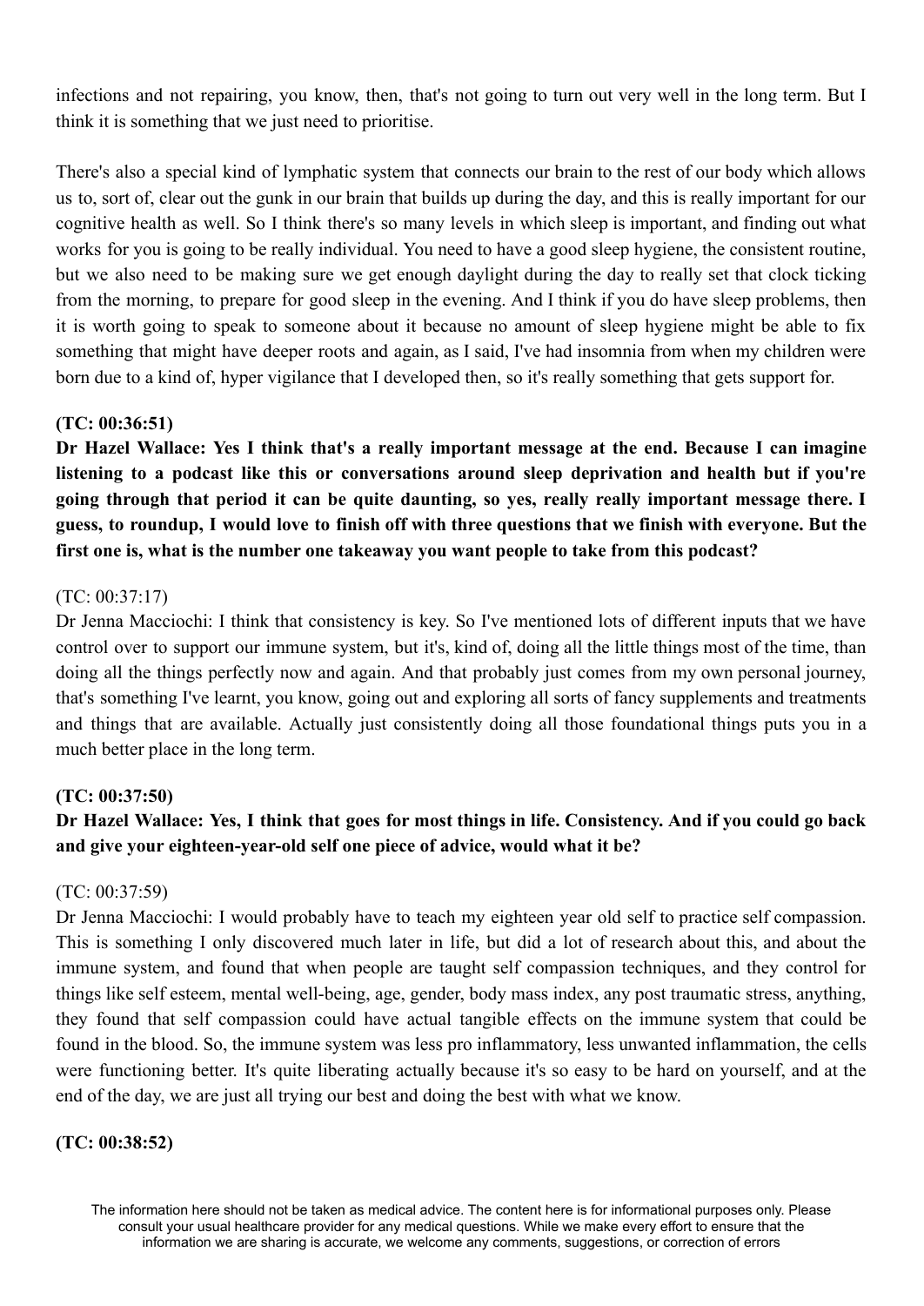infections and not repairing, you know, then, that's not going to turn out very well in the long term. But I think it is something that we just need to prioritise.

There's also a special kind of lymphatic system that connects our brain to the rest of our body which allows us to, sort of, clear out the gunk in our brain that builds up during the day, and this is really important for our cognitive health as well. So I think there's so many levels in which sleep is important, and finding out what works for you is going to be really individual. You need to have a good sleep hygiene, the consistent routine, but we also need to be making sure we get enough daylight during the day to really set that clock ticking from the morning, to prepare for good sleep in the evening. And I think if you do have sleep problems, then it is worth going to speak to someone about it because no amount of sleep hygiene might be able to fix something that might have deeper roots and again, as I said, I've had insomnia from when my children were born due to a kind of, hyper vigilance that I developed then, so it's really something that gets support for.

**(TC: 00:36:51)**

**Dr Hazel Wallace: Yes I think that's a really important message at the end. Because I can imagine listening to a podcast like this or conversations around sleep deprivation and health but if you're going through that period it can be quite daunting, so yes, really really important message there. I guess, to roundup, I would love to finish off with three questions that we finish with everyone. But the first one is, what is the number one takeaway you want people to take from this podcast?**

(TC: 00:37:17)

Dr Jenna Macciochi: I think that consistency is key. So I've mentioned lots of different inputs that we have control over to support our immune system, but it's, kind of, doing all the little things most of the time, than doing all the things perfectly now and again. And that probably just comes from my own personal journey, that's something I've learnt, you know, going out and exploring all sorts of fancy supplements and treatments and things that are available. Actually just consistently doing all those foundational things puts you in a much better place in the long term.

**(TC: 00:37:50)**

**Dr Hazel Wallace: Yes, I think that goes for most things in life. Consistency. And if you could go back and give your eighteen-year-old self one piece of advice, would what it be?**

(TC: 00:37:59)

Dr Jenna Macciochi: I would probably have to teach my eighteen year old self to practice self compassion. This is something I only discovered much later in life, but did a lot of research about this, and about the immune system, and found that when people are taught self compassion techniques, and they control for things like self esteem, mental well-being, age, gender, body mass index, any post traumatic stress, anything, they found that self compassion could have actual tangible effects on the immune system that could be found in the blood. So, the immune system was less pro inflammatory, less unwanted inflammation, the cells were functioning better. It's quite liberating actually because it's so easy to be hard on yourself, and at the end of the day, we are just all trying our best and doing the best with what we know.

**(TC: 00:38:52)**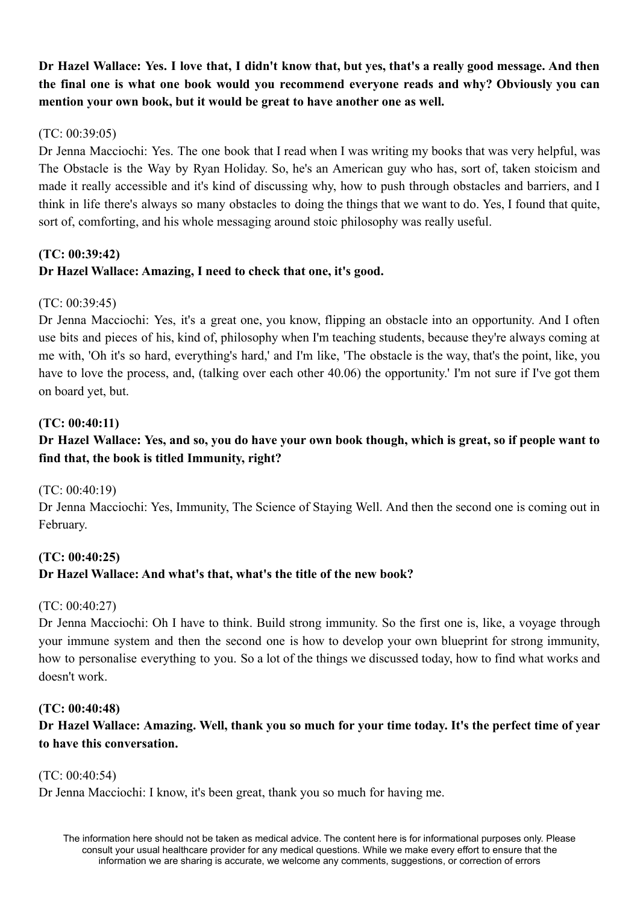**Dr Hazel Wallace: Yes. I love that, I didn't know that, but yes, that's a really good message. And then the final one is what one book would you recommend everyone reads and why? Obviously you can mention your own book, but it would be great to have another one as well.**

(TC: 00:39:05)
Dr Jenna Macciochi: Yes. The one book that I read when I was writing my books that was very helpful, was The Obstacle is the Way by Ryan Holiday. So, he's an American guy who has, sort of, taken stoicism and made it really accessible and it's kind of discussing why, how to push through obstacles and barriers, and I think in life there's always so many obstacles to doing the things that we want to do. Yes, I found that quite, sort of, comforting, and his whole messaging around stoic philosophy was really useful.

**(TC: 00:39:42)**
**Dr Hazel Wallace: Amazing, I need to check that one, it's good.**

(TC: 00:39:45)
Dr Jenna Macciochi: Yes, it's a great one, you know, flipping an obstacle into an opportunity. And I often use bits and pieces of his, kind of, philosophy when I'm teaching students, because they're always coming at me with, 'Oh it's so hard, everything's hard,' and I'm like, 'The obstacle is the way, that's the point, like, you have to love the process, and, (talking over each other 40.06) the opportunity.' I'm not sure if I've got them on board yet, but.

**(TC: 00:40:11)**
**Dr Hazel Wallace: Yes, and so, you do have your own book though, which is great, so if people want to find that, the book is titled Immunity, right?**

(TC: 00:40:19)
Dr Jenna Macciochi: Yes, Immunity, The Science of Staying Well. And then the second one is coming out in February.

**(TC: 00:40:25)**
**Dr Hazel Wallace: And what's that, what's the title of the new book?**

(TC: 00:40:27)
Dr Jenna Macciochi: Oh I have to think. Build strong immunity. So the first one is, like, a voyage through your immune system and then the second one is how to develop your own blueprint for strong immunity, how to personalise everything to you. So a lot of the things we discussed today, how to find what works and doesn't work.

**(TC: 00:40:48)**
**Dr Hazel Wallace: Amazing. Well, thank you so much for your time today. It's the perfect time of year to have this conversation.**

(TC: 00:40:54)
Dr Jenna Macciochi: I know, it's been great, thank you so much for having me.

The information here should not be taken as medical advice. The content here is for informational purposes only. Please consult your usual healthcare provider for any medical questions. While we make every effort to ensure that the information we are sharing is accurate, we welcome any comments, suggestions, or correction of errors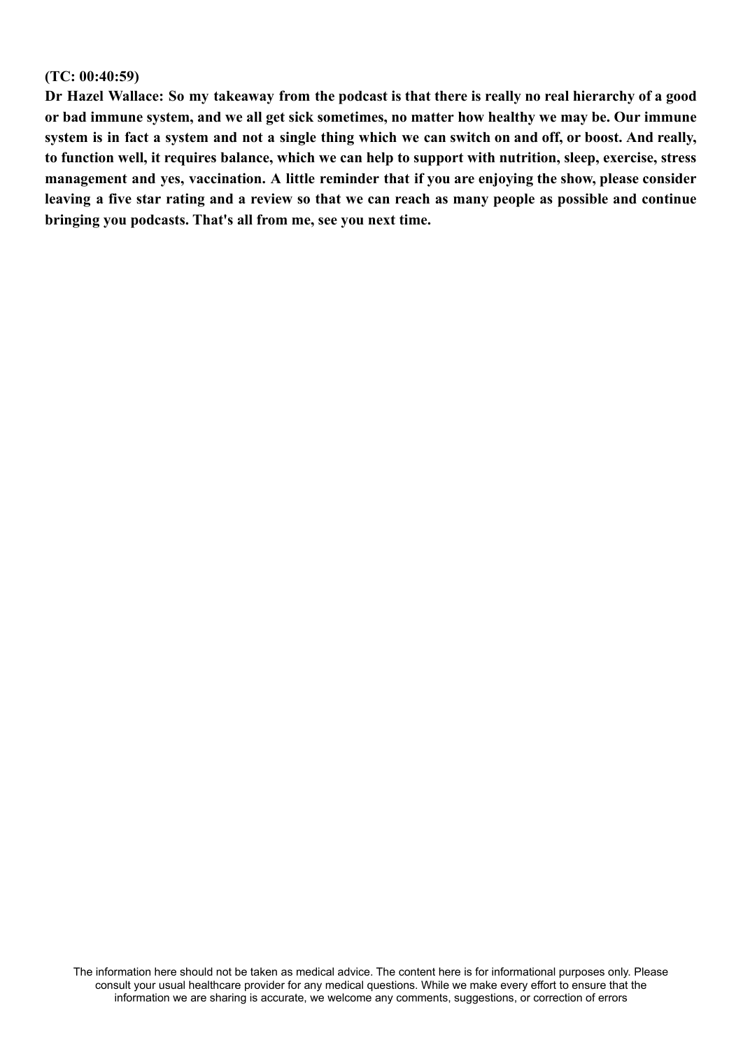**(TC: 00:40:59)**

**Dr Hazel Wallace: So my takeaway from the podcast is that there is really no real hierarchy of a good or bad immune system, and we all get sick sometimes, no matter how healthy we may be. Our immune system is in fact a system and not a single thing which we can switch on and off, or boost. And really, to function well, it requires balance, which we can help to support with nutrition, sleep, exercise, stress management and yes, vaccination. A little reminder that if you are enjoying the show, please consider leaving a five star rating and a review so that we can reach as many people as possible and continue bringing you podcasts. That's all from me, see you next time.**